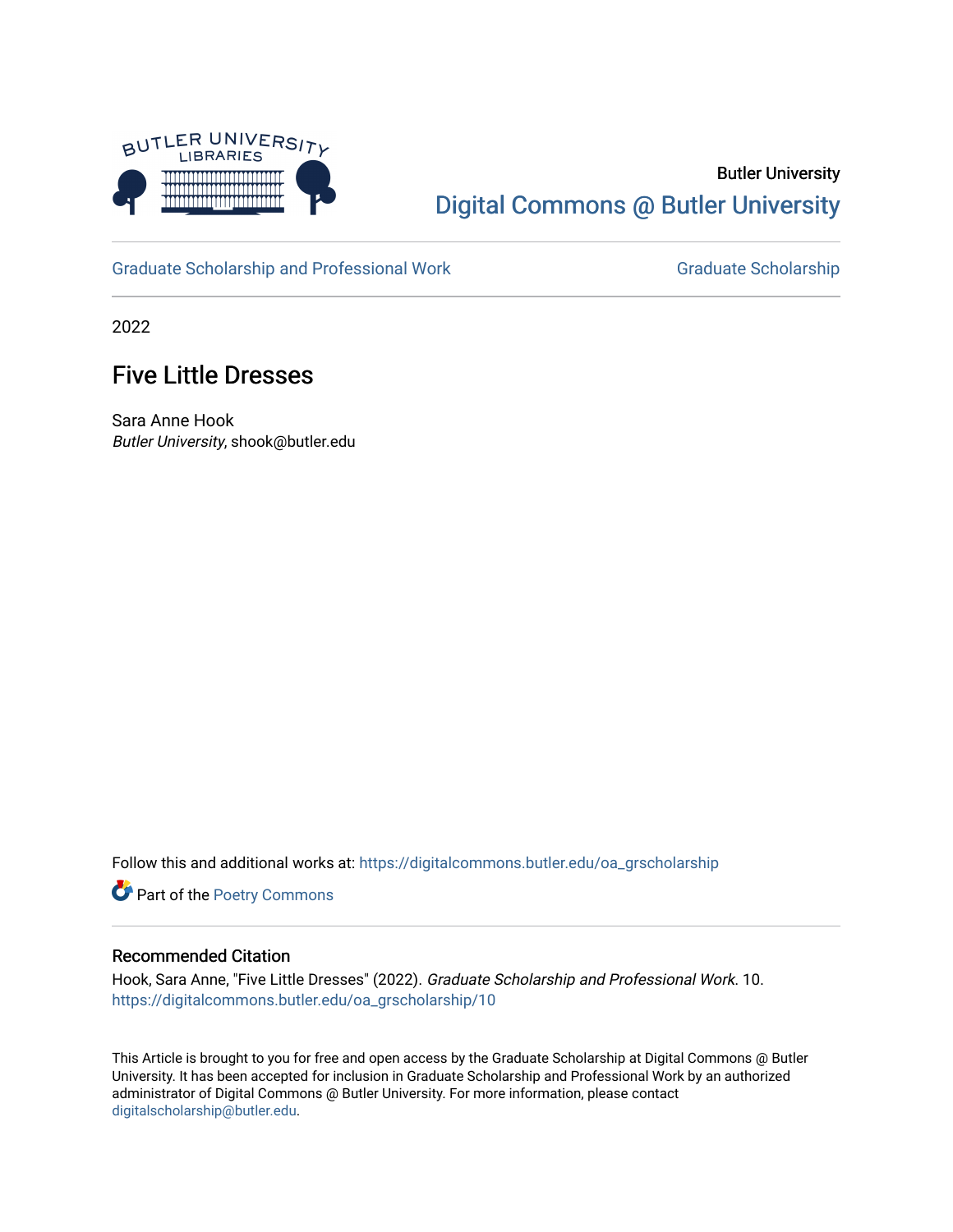Butler University

Digital Commons @ Butler University

Graduate Scholarship and Professional Work | Graduate Scholarship

2022

# Five Little Dresses

Sara Anne Hook
*Butler University*, shook@butler.edu

Follow this and additional works at: https://digitalcommons.butler.edu/oa_grscholarship

Part of the Poetry Commons

### Recommended Citation

Hook, Sara Anne, "Five Little Dresses" (2022). *Graduate Scholarship and Professional Work*. 10.
https://digitalcommons.butler.edu/oa_grscholarship/10

This Article is brought to you for free and open access by the Graduate Scholarship at Digital Commons @ Butler University. It has been accepted for inclusion in Graduate Scholarship and Professional Work by an authorized administrator of Digital Commons @ Butler University. For more information, please contact digitalscholarship@butler.edu.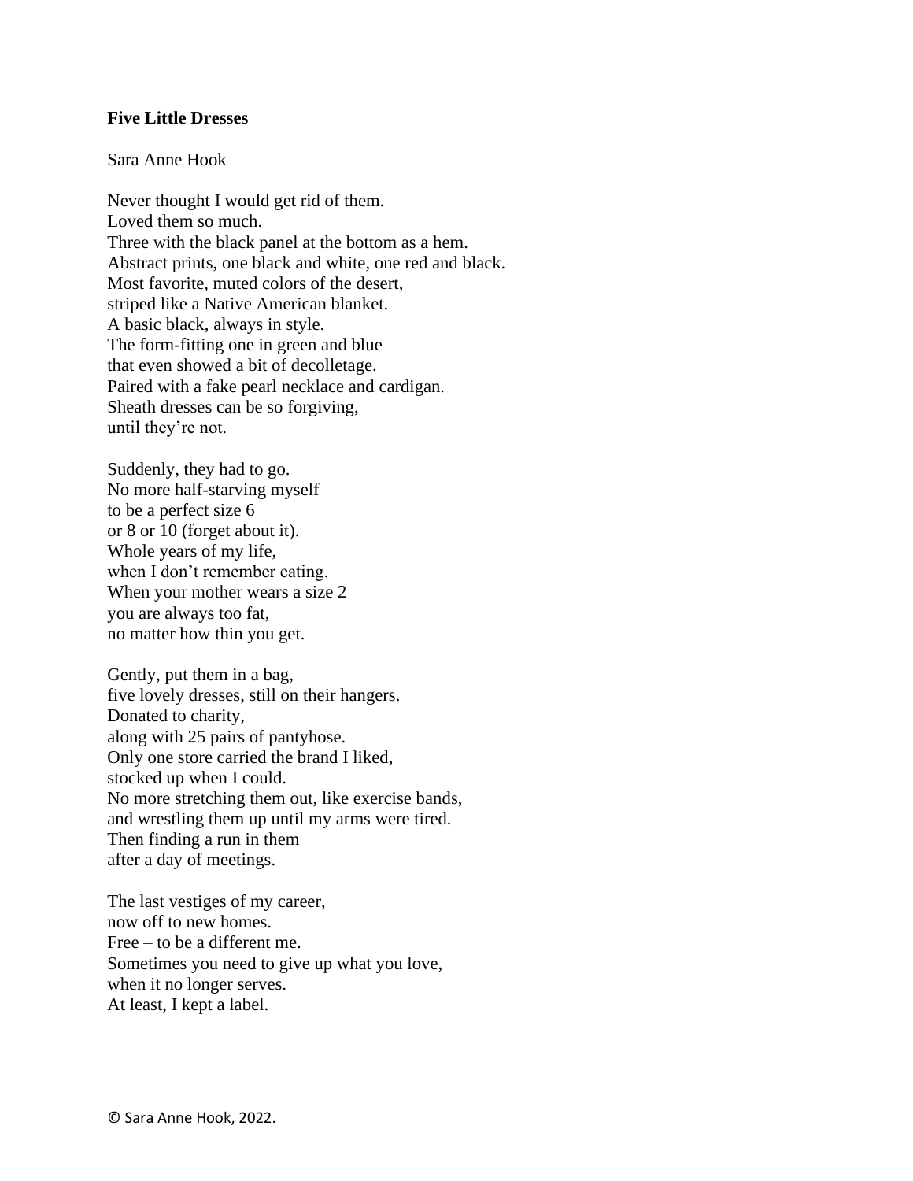**Five Little Dresses**

Sara Anne Hook

Never thought I would get rid of them.
Loved them so much.
Three with the black panel at the bottom as a hem.
Abstract prints, one black and white, one red and black.
Most favorite, muted colors of the desert,
striped like a Native American blanket.
A basic black, always in style.
The form-fitting one in green and blue
that even showed a bit of decolletage.
Paired with a fake pearl necklace and cardigan.
Sheath dresses can be so forgiving,
until they're not.

Suddenly, they had to go.
No more half-starving myself
to be a perfect size 6
or 8 or 10 (forget about it).
Whole years of my life,
when I don't remember eating.
When your mother wears a size 2
you are always too fat,
no matter how thin you get.

Gently, put them in a bag,
five lovely dresses, still on their hangers.
Donated to charity,
along with 25 pairs of pantyhose.
Only one store carried the brand I liked,
stocked up when I could.
No more stretching them out, like exercise bands,
and wrestling them up until my arms were tired.
Then finding a run in them
after a day of meetings.

The last vestiges of my career,
now off to new homes.
Free – to be a different me.
Sometimes you need to give up what you love,
when it no longer serves.
At least, I kept a label.

© Sara Anne Hook, 2022.